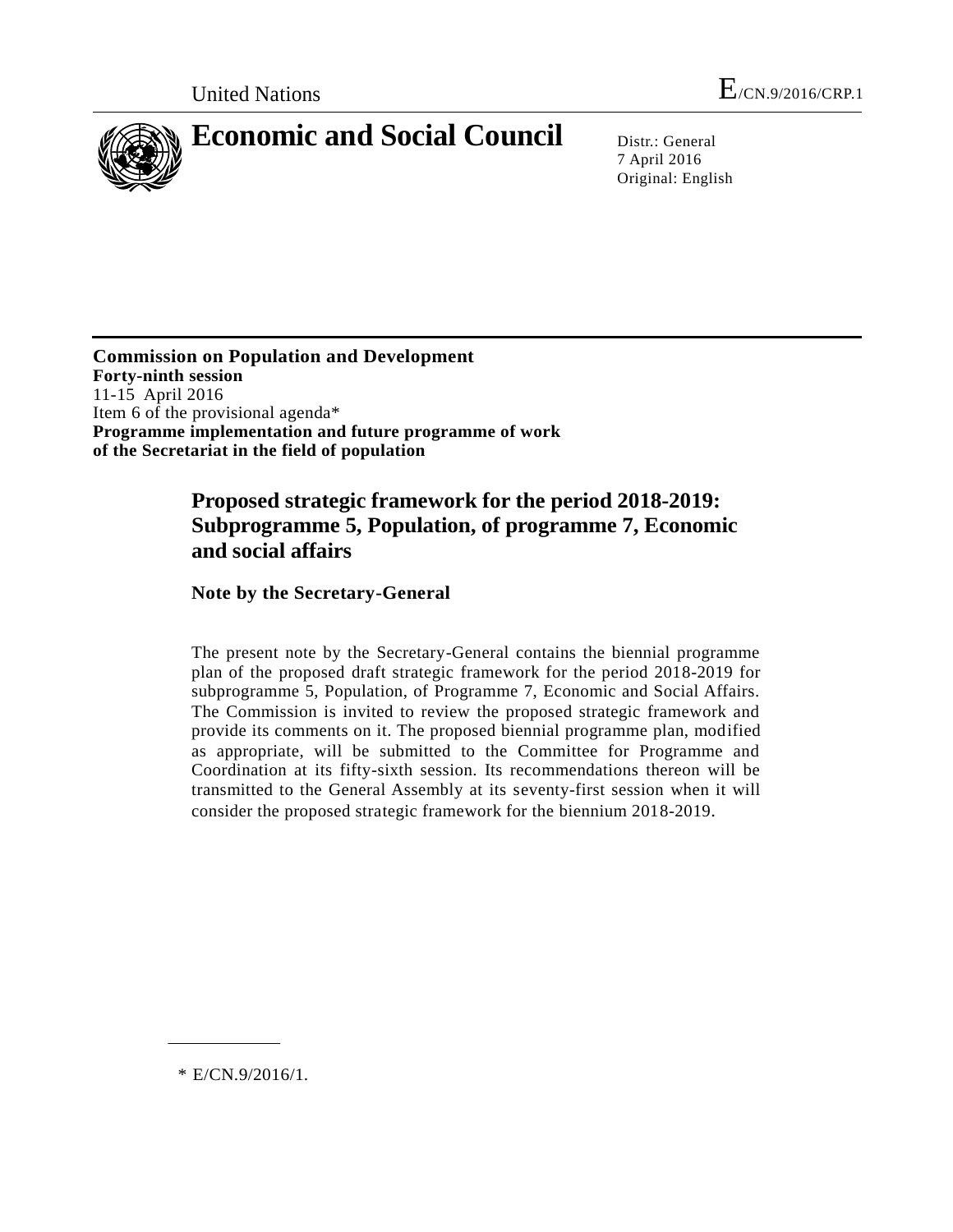United Nations E/CN.9/2016/CRP.1

# Economic and Social Council

Distr.: General
7 April 2016
Original: English

**Commission on Population and Development**
**Forty-ninth session**
11-15 April 2016
Item 6 of the provisional agenda*
**Programme implementation and future programme of work of the Secretariat in the field of population**

## Proposed strategic framework for the period 2018-2019: Subprogramme 5, Population, of programme 7, Economic and social affairs

### Note by the Secretary-General

The present note by the Secretary-General contains the biennial programme plan of the proposed draft strategic framework for the period 2018-2019 for subprogramme 5, Population, of Programme 7, Economic and Social Affairs. The Commission is invited to review the proposed strategic framework and provide its comments on it. The proposed biennial programme plan, modified as appropriate, will be submitted to the Committee for Programme and Coordination at its fifty-sixth session. Its recommendations thereon will be transmitted to the General Assembly at its seventy-first session when it will consider the proposed strategic framework for the biennium 2018-2019.

---

* E/CN.9/2016/1.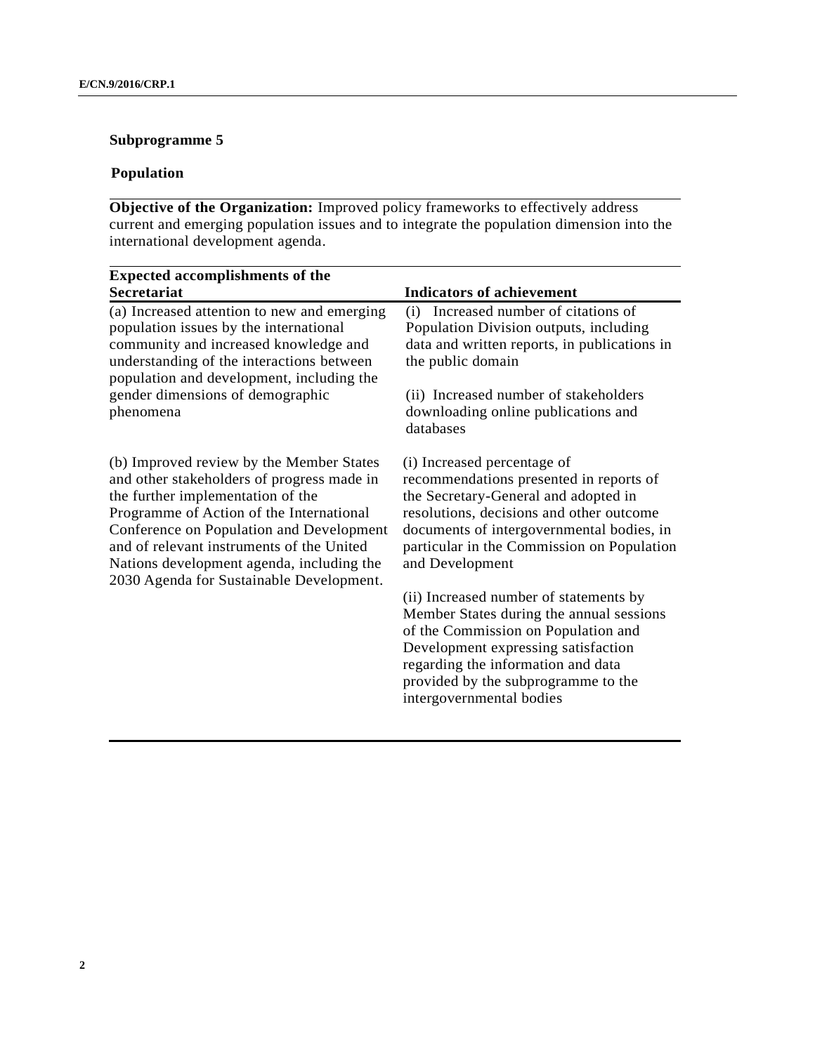### Subprogramme 5

#### Population

**Objective of the Organization:** Improved policy frameworks to effectively address current and emerging population issues and to integrate the population dimension into the international development agenda.

| Expected accomplishments of the Secretariat | Indicators of achievement |
|---|---|
| (a) Increased attention to new and emerging population issues by the international community and increased knowledge and understanding of the interactions between population and development, including the gender dimensions of demographic phenomena | (i) Increased number of citations of Population Division outputs, including data and written reports, in publications in the public domain<br><br>(ii) Increased number of stakeholders downloading online publications and databases |
| (b) Improved review by the Member States and other stakeholders of progress made in the further implementation of the Programme of Action of the International Conference on Population and Development and of relevant instruments of the United Nations development agenda, including the 2030 Agenda for Sustainable Development. | (i) Increased percentage of recommendations presented in reports of the Secretary-General and adopted in resolutions, decisions and other outcome documents of intergovernmental bodies, in particular in the Commission on Population and Development<br><br>(ii) Increased number of statements by Member States during the annual sessions of the Commission on Population and Development expressing satisfaction regarding the information and data provided by the subprogramme to the intergovernmental bodies |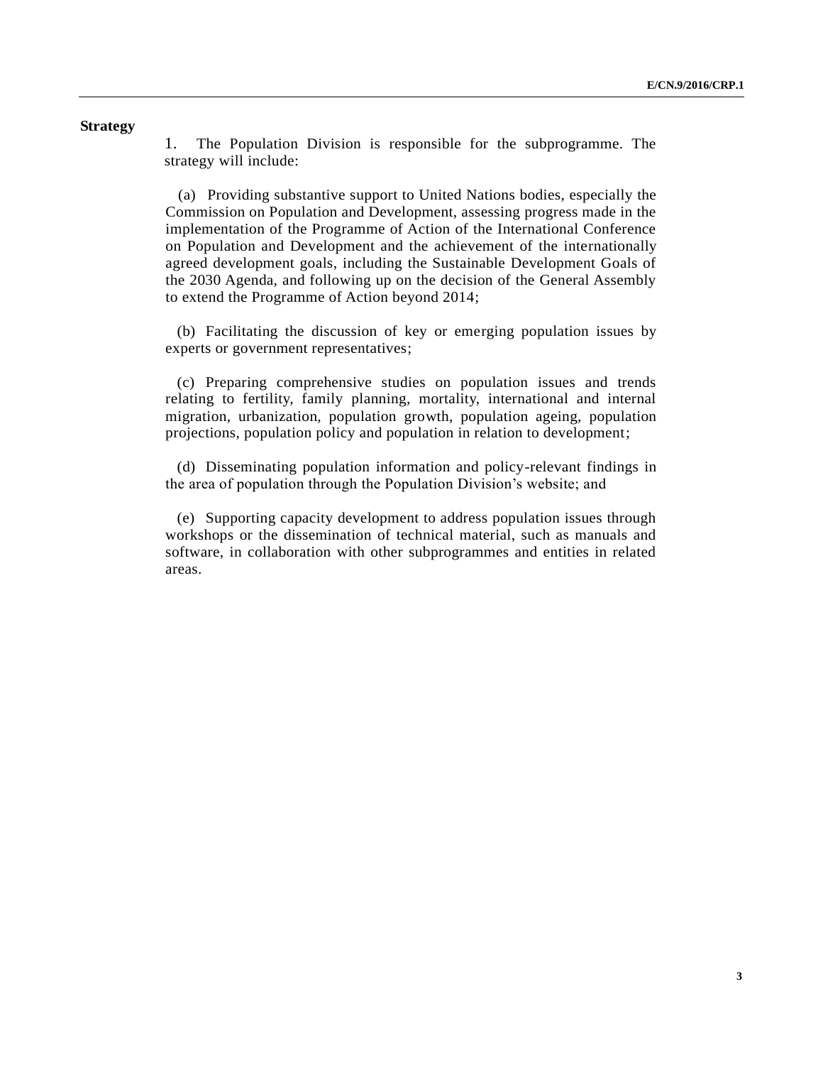**Strategy**

1. The Population Division is responsible for the subprogramme. The strategy will include:

(a) Providing substantive support to United Nations bodies, especially the Commission on Population and Development, assessing progress made in the implementation of the Programme of Action of the International Conference on Population and Development and the achievement of the internationally agreed development goals, including the Sustainable Development Goals of the 2030 Agenda, and following up on the decision of the General Assembly to extend the Programme of Action beyond 2014;

(b) Facilitating the discussion of key or emerging population issues by experts or government representatives;

(c) Preparing comprehensive studies on population issues and trends relating to fertility, family planning, mortality, international and internal migration, urbanization, population growth, population ageing, population projections, population policy and population in relation to development;

(d) Disseminating population information and policy-relevant findings in the area of population through the Population Division's website; and

(e) Supporting capacity development to address population issues through workshops or the dissemination of technical material, such as manuals and software, in collaboration with other subprogrammes and entities in related areas.